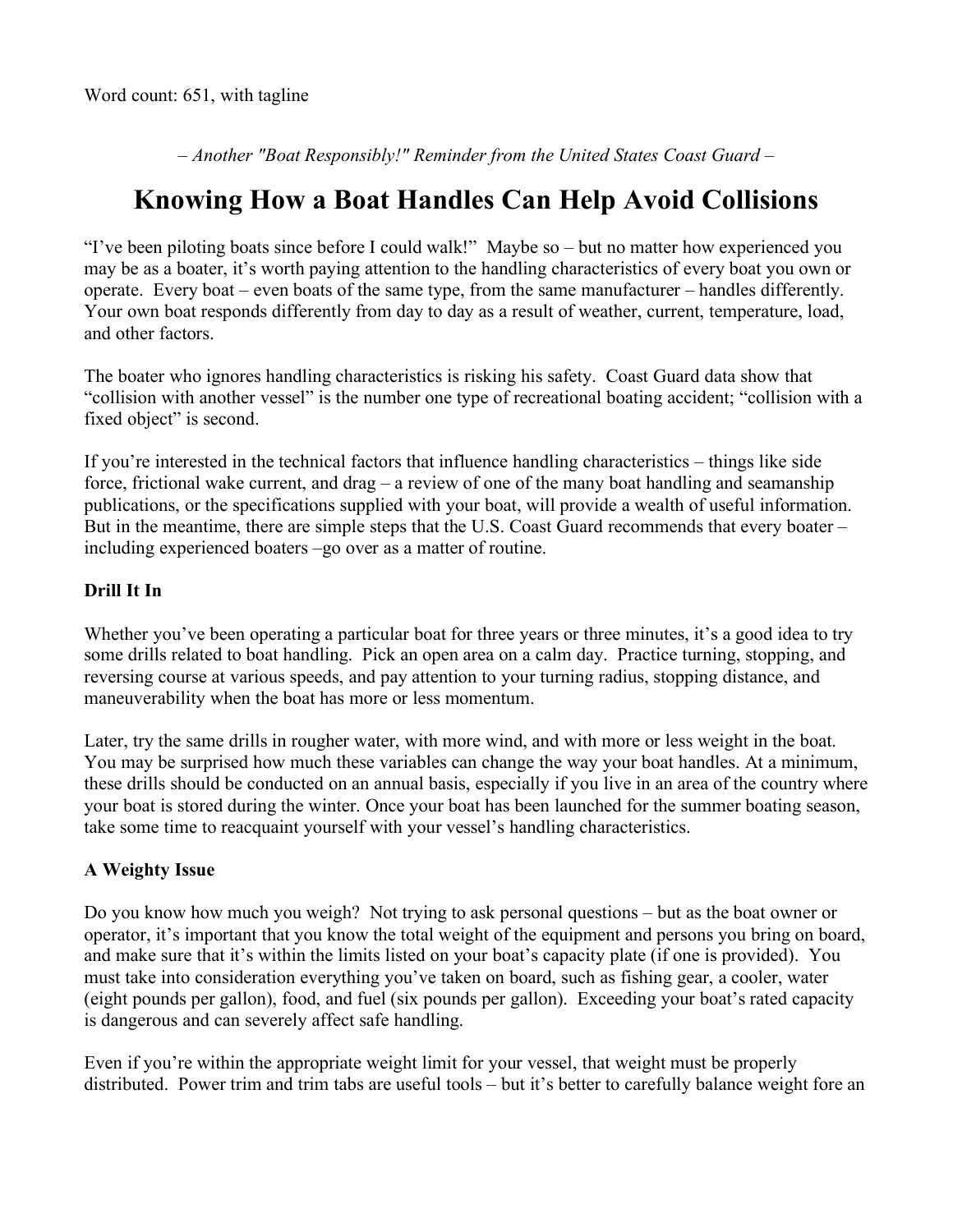Word count: 651, with tagline

*– Another "Boat Responsibly!" Reminder from the United States Coast Guard –*

# Knowing How a Boat Handles Can Help Avoid Collisions

"I've been piloting boats since before I could walk!" Maybe so – but no matter how experienced you may be as a boater, it's worth paying attention to the handling characteristics of every boat you own or operate. Every boat – even boats of the same type, from the same manufacturer – handles differently. Your own boat responds differently from day to day as a result of weather, current, temperature, load, and other factors.

The boater who ignores handling characteristics is risking his safety. Coast Guard data show that "collision with another vessel" is the number one type of recreational boating accident; "collision with a fixed object" is second.

If you're interested in the technical factors that influence handling characteristics – things like side force, frictional wake current, and drag – a review of one of the many boat handling and seamanship publications, or the specifications supplied with your boat, will provide a wealth of useful information. But in the meantime, there are simple steps that the U.S. Coast Guard recommends that every boater – including experienced boaters –go over as a matter of routine.

**Drill It In**

Whether you've been operating a particular boat for three years or three minutes, it's a good idea to try some drills related to boat handling. Pick an open area on a calm day. Practice turning, stopping, and reversing course at various speeds, and pay attention to your turning radius, stopping distance, and maneuverability when the boat has more or less momentum.

Later, try the same drills in rougher water, with more wind, and with more or less weight in the boat. You may be surprised how much these variables can change the way your boat handles. At a minimum, these drills should be conducted on an annual basis, especially if you live in an area of the country where your boat is stored during the winter. Once your boat has been launched for the summer boating season, take some time to reacquaint yourself with your vessel's handling characteristics.

**A Weighty Issue**

Do you know how much you weigh? Not trying to ask personal questions – but as the boat owner or operator, it's important that you know the total weight of the equipment and persons you bring on board, and make sure that it's within the limits listed on your boat's capacity plate (if one is provided). You must take into consideration everything you've taken on board, such as fishing gear, a cooler, water (eight pounds per gallon), food, and fuel (six pounds per gallon). Exceeding your boat's rated capacity is dangerous and can severely affect safe handling.

Even if you're within the appropriate weight limit for your vessel, that weight must be properly distributed. Power trim and trim tabs are useful tools – but it's better to carefully balance weight fore an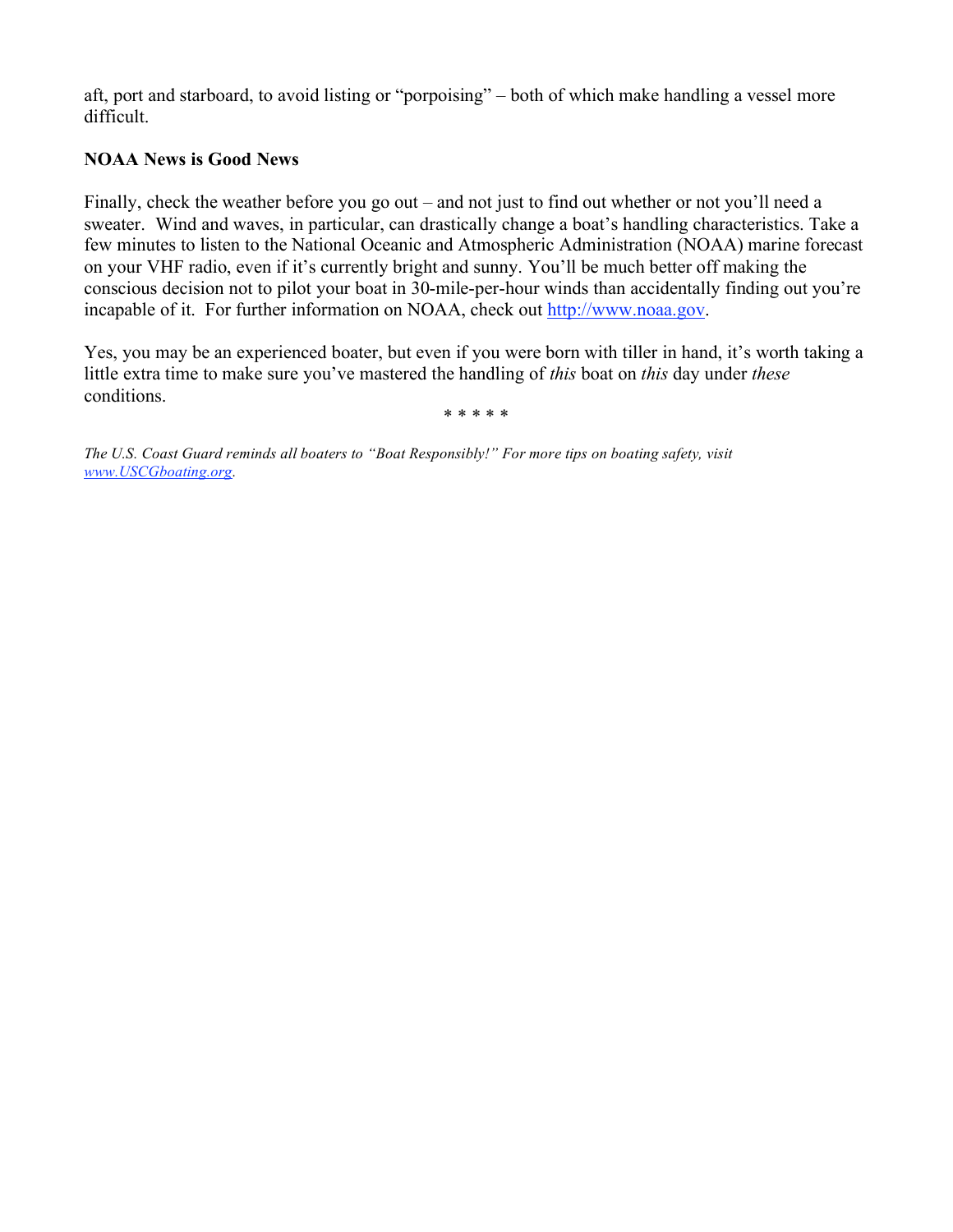aft, port and starboard, to avoid listing or "porpoising" – both of which make handling a vessel more difficult.

**NOAA News is Good News**

Finally, check the weather before you go out – and not just to find out whether or not you'll need a sweater. Wind and waves, in particular, can drastically change a boat's handling characteristics. Take a few minutes to listen to the National Oceanic and Atmospheric Administration (NOAA) marine forecast on your VHF radio, even if it's currently bright and sunny. You'll be much better off making the conscious decision not to pilot your boat in 30-mile-per-hour winds than accidentally finding out you're incapable of it. For further information on NOAA, check out [http://www.noaa.gov](http://www.noaa.gov).

Yes, you may be an experienced boater, but even if you were born with tiller in hand, it's worth taking a little extra time to make sure you've mastered the handling of *this* boat on *this* day under *these* conditions.

\* \* \* \* \*

*The U.S. Coast Guard reminds all boaters to "Boat Responsibly!" For more tips on boating safety, visit [www.USCGboating.org](http://www.USCGboating.org).*